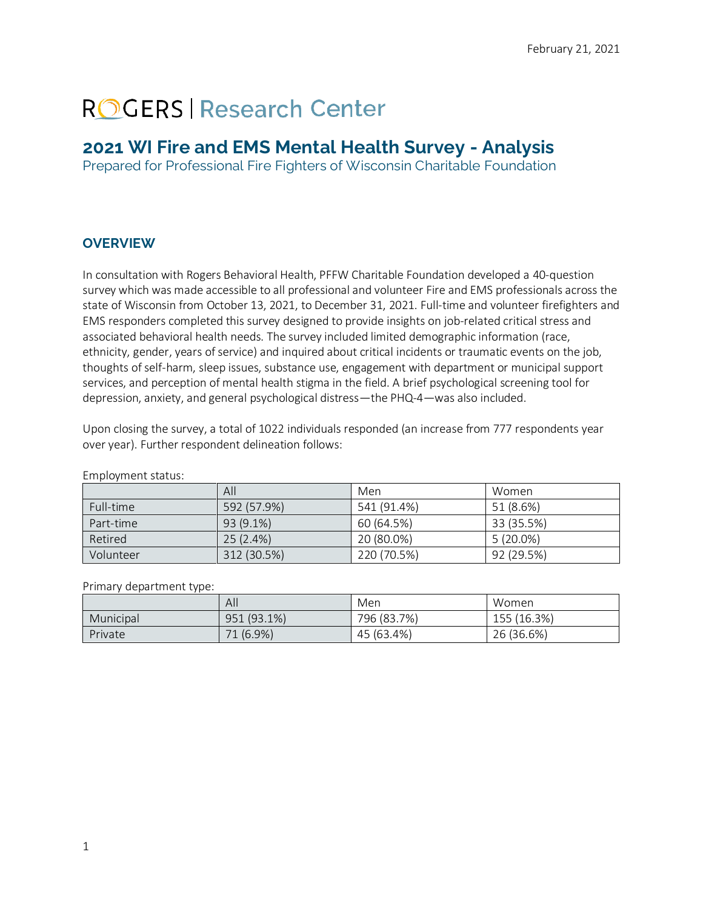February 21, 2021

ROGERS | Research Center

# 2021 WI Fire and EMS Mental Health Survey - Analysis

Prepared for Professional Fire Fighters of Wisconsin Charitable Foundation

## OVERVIEW

In consultation with Rogers Behavioral Health, PFFW Charitable Foundation developed a 40-question survey which was made accessible to all professional and volunteer Fire and EMS professionals across the state of Wisconsin from October 13, 2021, to December 31, 2021. Full-time and volunteer firefighters and EMS responders completed this survey designed to provide insights on job-related critical stress and associated behavioral health needs. The survey included limited demographic information (race, ethnicity, gender, years of service) and inquired about critical incidents or traumatic events on the job, thoughts of self-harm, sleep issues, substance use, engagement with department or municipal support services, and perception of mental health stigma in the field. A brief psychological screening tool for depression, anxiety, and general psychological distress—the PHQ-4—was also included.

Upon closing the survey, a total of 1022 individuals responded (an increase from 777 respondents year over year). Further respondent delineation follows:

Employment status:

| | All | Men | Women |
|---|---|---|---|
| Full-time | 592 (57.9%) | 541 (91.4%) | 51 (8.6%) |
| Part-time | 93 (9.1%) | 60 (64.5%) | 33 (35.5%) |
| Retired | 25 (2.4%) | 20 (80.0%) | 5 (20.0%) |
| Volunteer | 312 (30.5%) | 220 (70.5%) | 92 (29.5%) |

Primary department type:

| | All | Men | Women |
|---|---|---|---|
| Municipal | 951 (93.1%) | 796 (83.7%) | 155 (16.3%) |
| Private | 71 (6.9%) | 45 (63.4%) | 26 (36.6%) |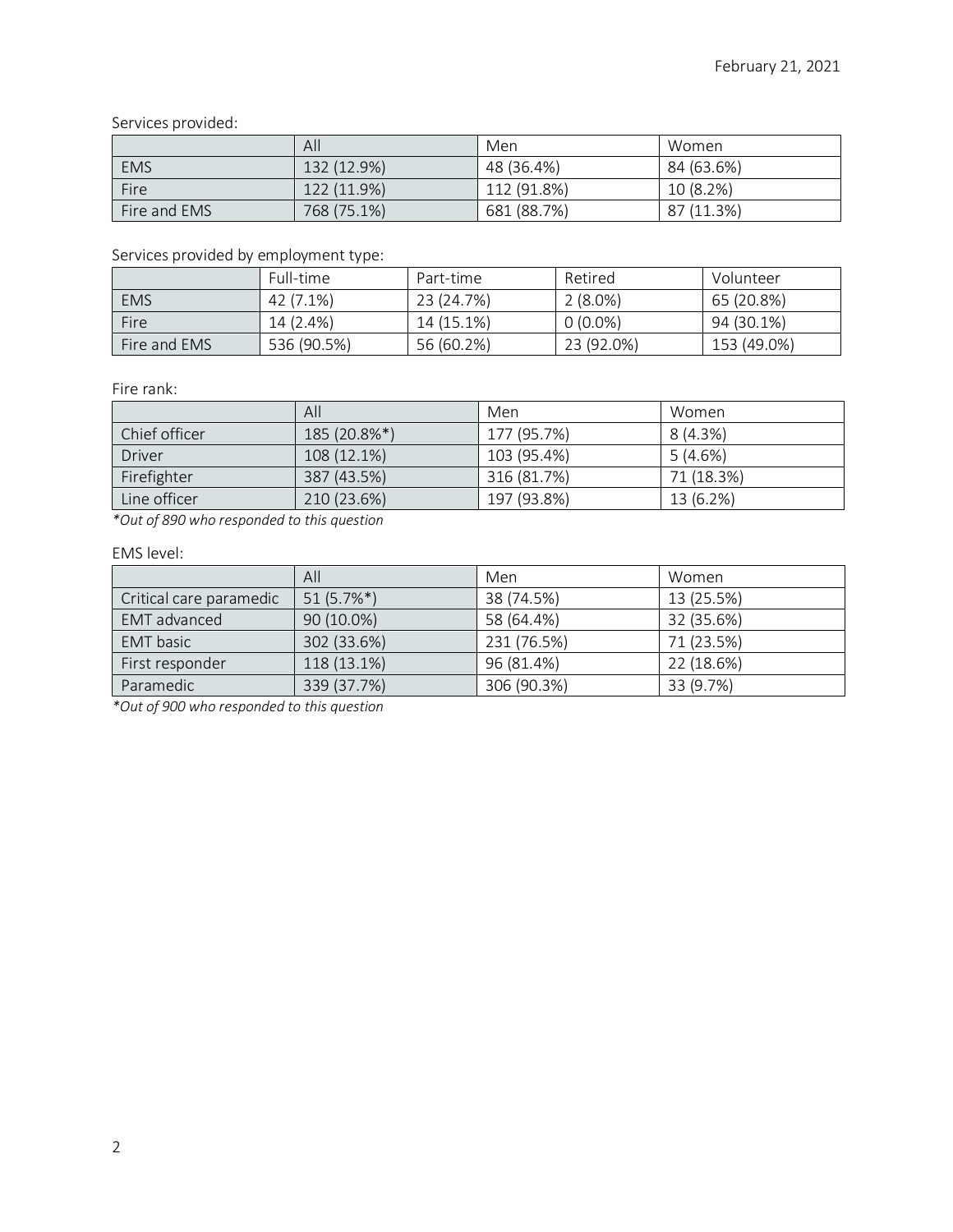Services provided:

| | All | Men | Women |
|---|---|---|---|
| EMS | 132 (12.9%) | 48 (36.4%) | 84 (63.6%) |
| Fire | 122 (11.9%) | 112 (91.8%) | 10 (8.2%) |
| Fire and EMS | 768 (75.1%) | 681 (88.7%) | 87 (11.3%) |

Services provided by employment type:

| | Full-time | Part-time | Retired | Volunteer |
|---|---|---|---|---|
| EMS | 42 (7.1%) | 23 (24.7%) | 2 (8.0%) | 65 (20.8%) |
| Fire | 14 (2.4%) | 14 (15.1%) | 0 (0.0%) | 94 (30.1%) |
| Fire and EMS | 536 (90.5%) | 56 (60.2%) | 23 (92.0%) | 153 (49.0%) |

Fire rank:

| | All | Men | Women |
|---|---|---|---|
| Chief officer | 185 (20.8%*) | 177 (95.7%) | 8 (4.3%) |
| Driver | 108 (12.1%) | 103 (95.4%) | 5 (4.6%) |
| Firefighter | 387 (43.5%) | 316 (81.7%) | 71 (18.3%) |
| Line officer | 210 (23.6%) | 197 (93.8%) | 13 (6.2%) |

*Out of 890 who responded to this question*

EMS level:

| | All | Men | Women |
|---|---|---|---|
| Critical care paramedic | 51 (5.7%*) | 38 (74.5%) | 13 (25.5%) |
| EMT advanced | 90 (10.0%) | 58 (64.4%) | 32 (35.6%) |
| EMT basic | 302 (33.6%) | 231 (76.5%) | 71 (23.5%) |
| First responder | 118 (13.1%) | 96 (81.4%) | 22 (18.6%) |
| Paramedic | 339 (37.7%) | 306 (90.3%) | 33 (9.7%) |

*Out of 900 who responded to this question*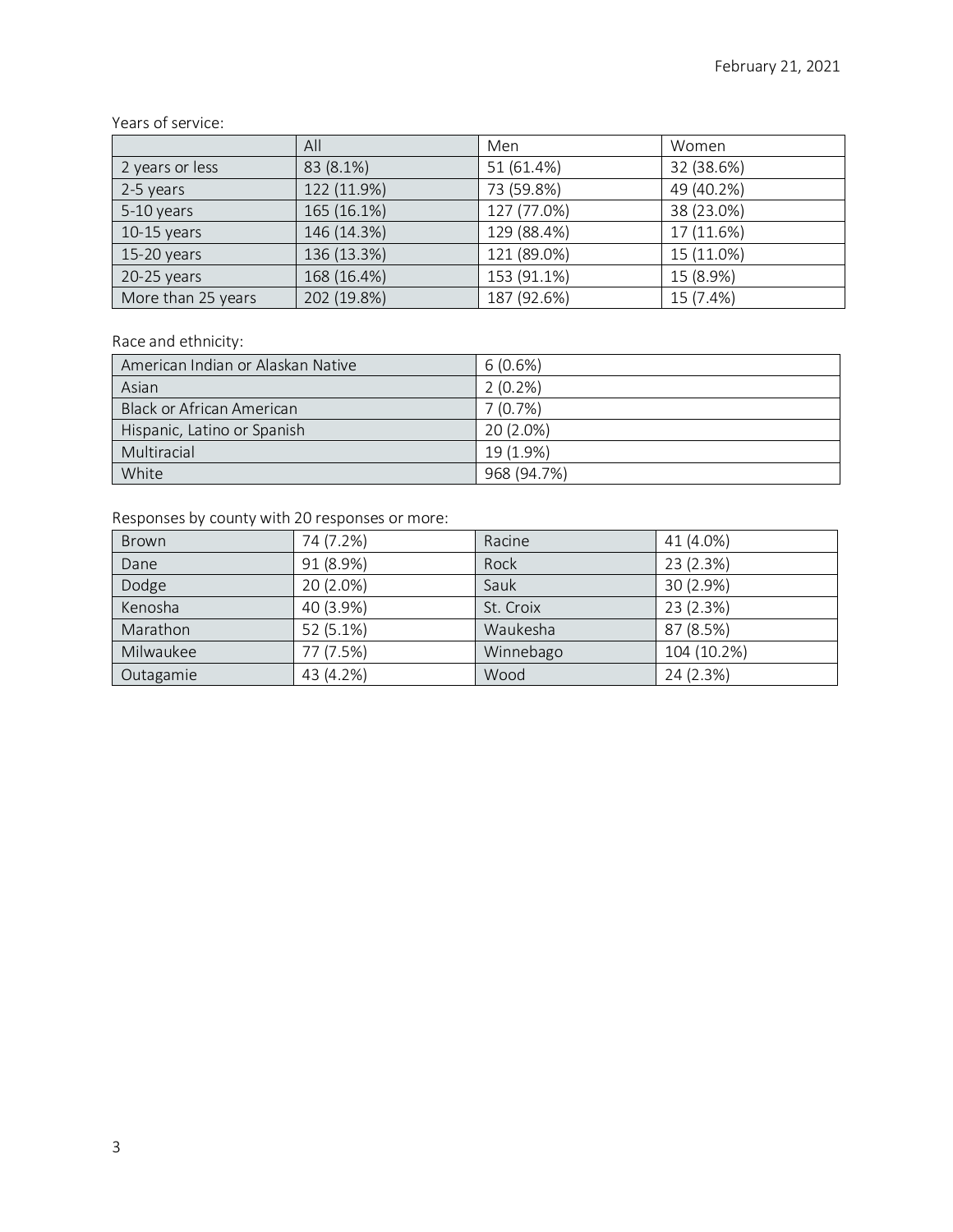Years of service:

| | All | Men | Women |
|---|---|---|---|
| 2 years or less | 83 (8.1%) | 51 (61.4%) | 32 (38.6%) |
| 2-5 years | 122 (11.9%) | 73 (59.8%) | 49 (40.2%) |
| 5-10 years | 165 (16.1%) | 127 (77.0%) | 38 (23.0%) |
| 10-15 years | 146 (14.3%) | 129 (88.4%) | 17 (11.6%) |
| 15-20 years | 136 (13.3%) | 121 (89.0%) | 15 (11.0%) |
| 20-25 years | 168 (16.4%) | 153 (91.1%) | 15 (8.9%) |
| More than 25 years | 202 (19.8%) | 187 (92.6%) | 15 (7.4%) |

Race and ethnicity:

| | |
|---|---|
| American Indian or Alaskan Native | 6 (0.6%) |
| Asian | 2 (0.2%) |
| Black or African American | 7 (0.7%) |
| Hispanic, Latino or Spanish | 20 (2.0%) |
| Multiracial | 19 (1.9%) |
| White | 968 (94.7%) |

Responses by county with 20 responses or more:

| | | | |
|---|---|---|---|
| Brown | 74 (7.2%) | Racine | 41 (4.0%) |
| Dane | 91 (8.9%) | Rock | 23 (2.3%) |
| Dodge | 20 (2.0%) | Sauk | 30 (2.9%) |
| Kenosha | 40 (3.9%) | St. Croix | 23 (2.3%) |
| Marathon | 52 (5.1%) | Waukesha | 87 (8.5%) |
| Milwaukee | 77 (7.5%) | Winnebago | 104 (10.2%) |
| Outagamie | 43 (4.2%) | Wood | 24 (2.3%) |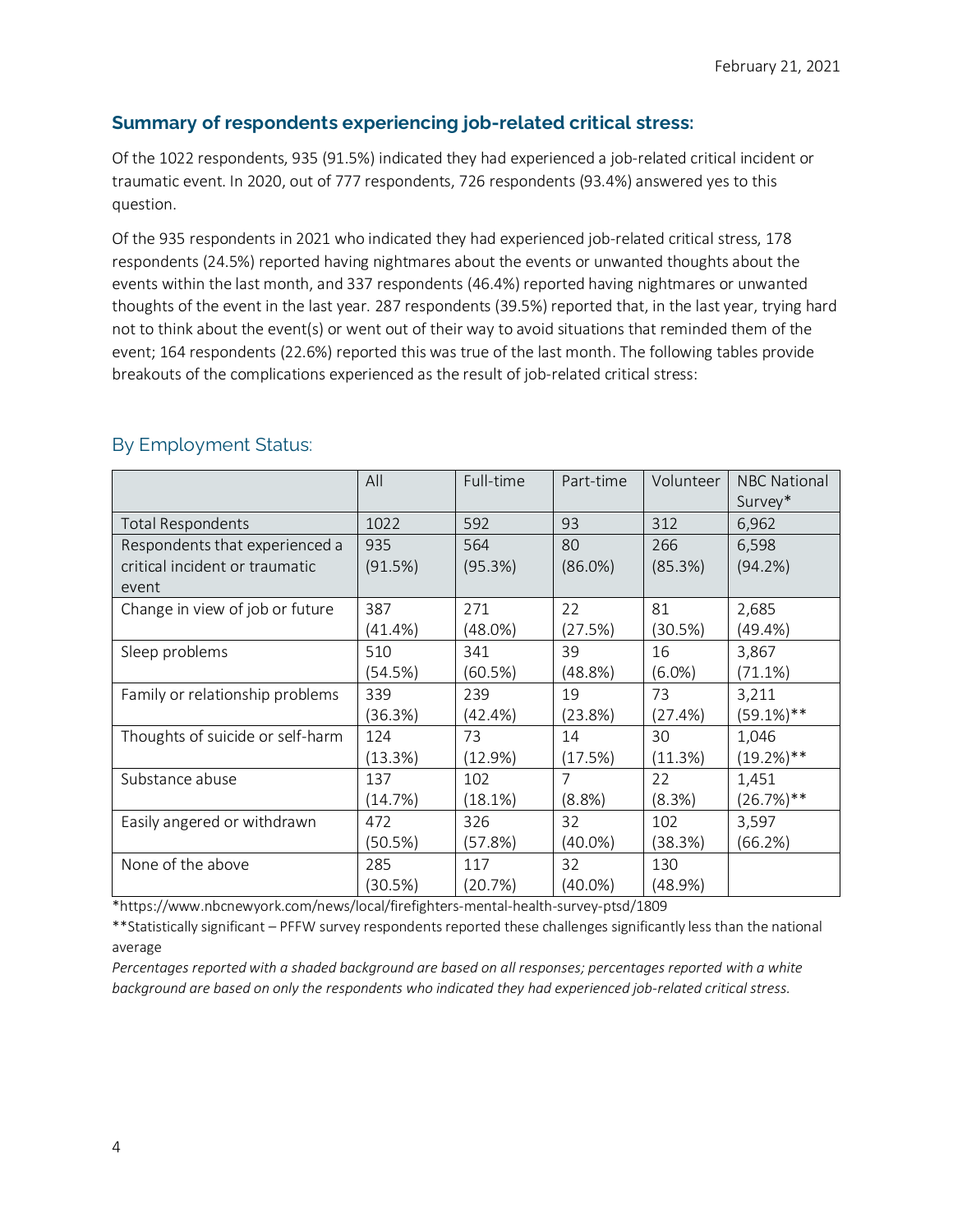## Summary of respondents experiencing job-related critical stress:

Of the 1022 respondents, 935 (91.5%) indicated they had experienced a job-related critical incident or traumatic event. In 2020, out of 777 respondents, 726 respondents (93.4%) answered yes to this question.

Of the 935 respondents in 2021 who indicated they had experienced job-related critical stress, 178 respondents (24.5%) reported having nightmares about the events or unwanted thoughts about the events within the last month, and 337 respondents (46.4%) reported having nightmares or unwanted thoughts of the event in the last year. 287 respondents (39.5%) reported that, in the last year, trying hard not to think about the event(s) or went out of their way to avoid situations that reminded them of the event; 164 respondents (22.6%) reported this was true of the last month. The following tables provide breakouts of the complications experienced as the result of job-related critical stress:

### By Employment Status:

| | All | Full-time | Part-time | Volunteer | NBC National Survey* |
|---|---|---|---|---|---|
| Total Respondents | 1022 | 592 | 93 | 312 | 6,962 |
| Respondents that experienced a critical incident or traumatic event | 935 (91.5%) | 564 (95.3%) | 80 (86.0%) | 266 (85.3%) | 6,598 (94.2%) |
| Change in view of job or future | 387 (41.4%) | 271 (48.0%) | 22 (27.5%) | 81 (30.5%) | 2,685 (49.4%) |
| Sleep problems | 510 (54.5%) | 341 (60.5%) | 39 (48.8%) | 16 (6.0%) | 3,867 (71.1%) |
| Family or relationship problems | 339 (36.3%) | 239 (42.4%) | 19 (23.8%) | 73 (27.4%) | 3,211 (59.1%)** |
| Thoughts of suicide or self-harm | 124 (13.3%) | 73 (12.9%) | 14 (17.5%) | 30 (11.3%) | 1,046 (19.2%)** |
| Substance abuse | 137 (14.7%) | 102 (18.1%) | 7 (8.8%) | 22 (8.3%) | 1,451 (26.7%)** |
| Easily angered or withdrawn | 472 (50.5%) | 326 (57.8%) | 32 (40.0%) | 102 (38.3%) | 3,597 (66.2%) |
| None of the above | 285 (30.5%) | 117 (20.7%) | 32 (40.0%) | 130 (48.9%) | |

*https://www.nbcnewyork.com/news/local/firefighters-mental-health-survey-ptsd/1809

**Statistically significant – PFFW survey respondents reported these challenges significantly less than the national average

*Percentages reported with a shaded background are based on all responses; percentages reported with a white background are based on only the respondents who indicated they had experienced job-related critical stress.*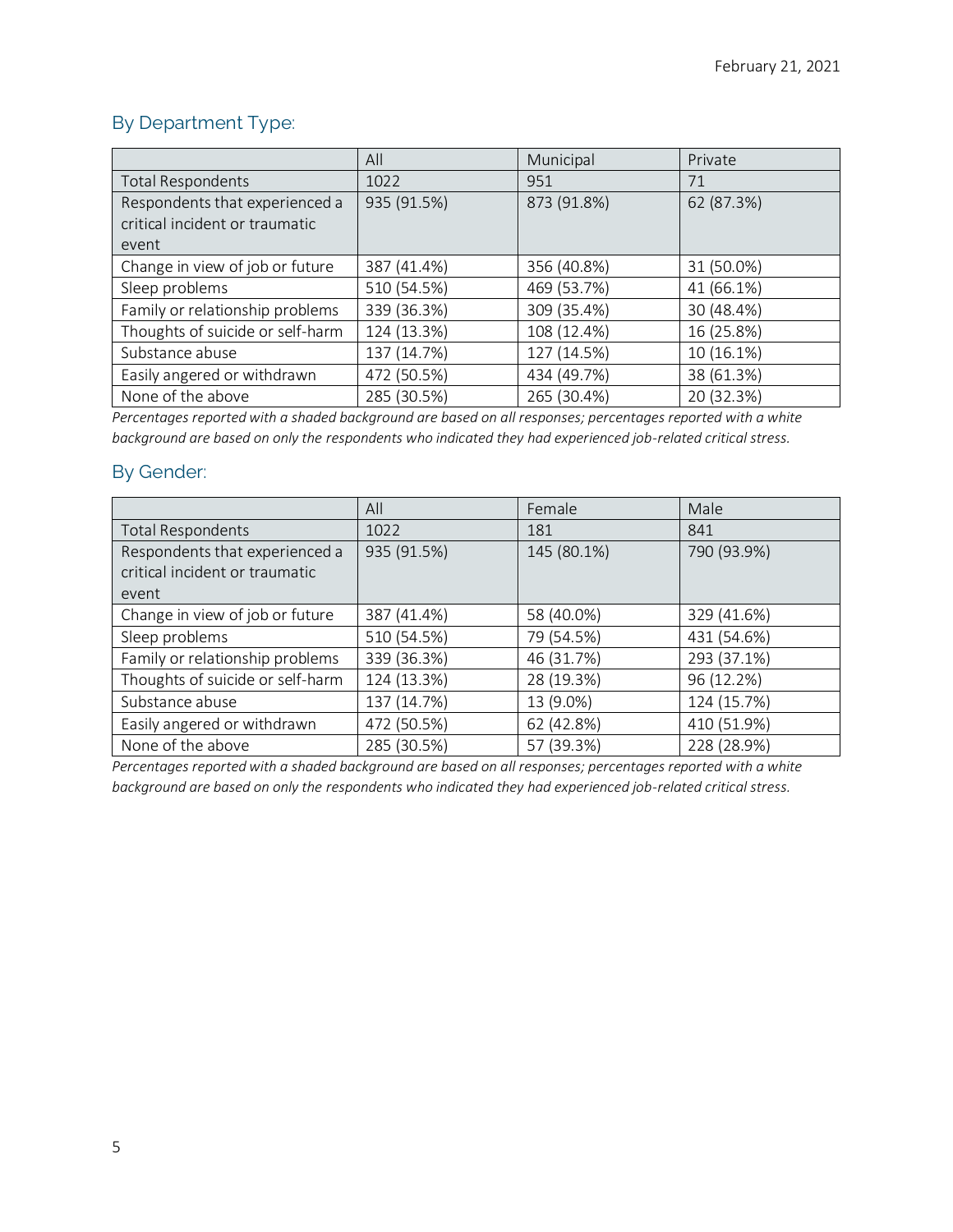## By Department Type:

| | All | Municipal | Private |
|---|---|---|---|
| Total Respondents | 1022 | 951 | 71 |
| Respondents that experienced a critical incident or traumatic event | 935 (91.5%) | 873 (91.8%) | 62 (87.3%) |
| Change in view of job or future | 387 (41.4%) | 356 (40.8%) | 31 (50.0%) |
| Sleep problems | 510 (54.5%) | 469 (53.7%) | 41 (66.1%) |
| Family or relationship problems | 339 (36.3%) | 309 (35.4%) | 30 (48.4%) |
| Thoughts of suicide or self-harm | 124 (13.3%) | 108 (12.4%) | 16 (25.8%) |
| Substance abuse | 137 (14.7%) | 127 (14.5%) | 10 (16.1%) |
| Easily angered or withdrawn | 472 (50.5%) | 434 (49.7%) | 38 (61.3%) |
| None of the above | 285 (30.5%) | 265 (30.4%) | 20 (32.3%) |

*Percentages reported with a shaded background are based on all responses; percentages reported with a white background are based on only the respondents who indicated they had experienced job-related critical stress.*

## By Gender:

| | All | Female | Male |
|---|---|---|---|
| Total Respondents | 1022 | 181 | 841 |
| Respondents that experienced a critical incident or traumatic event | 935 (91.5%) | 145 (80.1%) | 790 (93.9%) |
| Change in view of job or future | 387 (41.4%) | 58 (40.0%) | 329 (41.6%) |
| Sleep problems | 510 (54.5%) | 79 (54.5%) | 431 (54.6%) |
| Family or relationship problems | 339 (36.3%) | 46 (31.7%) | 293 (37.1%) |
| Thoughts of suicide or self-harm | 124 (13.3%) | 28 (19.3%) | 96 (12.2%) |
| Substance abuse | 137 (14.7%) | 13 (9.0%) | 124 (15.7%) |
| Easily angered or withdrawn | 472 (50.5%) | 62 (42.8%) | 410 (51.9%) |
| None of the above | 285 (30.5%) | 57 (39.3%) | 228 (28.9%) |

*Percentages reported with a shaded background are based on all responses; percentages reported with a white background are based on only the respondents who indicated they had experienced job-related critical stress.*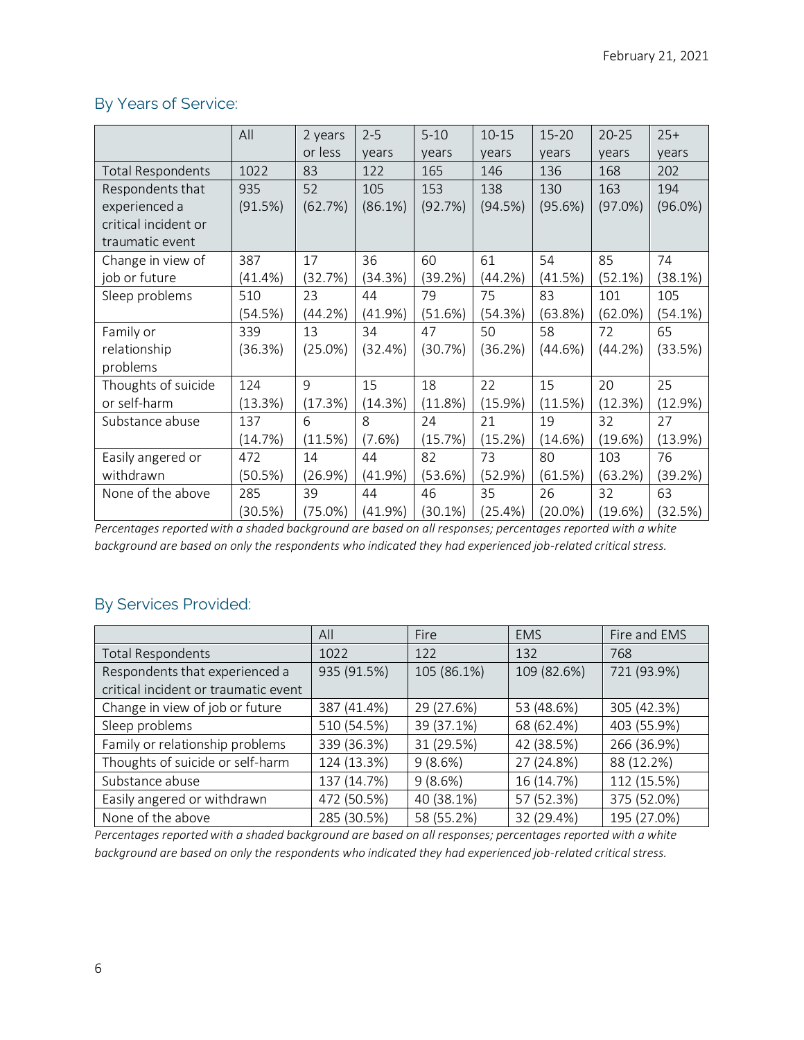## By Years of Service:

| | All | 2 years or less | 2-5 years | 5-10 years | 10-15 years | 15-20 years | 20-25 years | 25+ years |
|---|---|---|---|---|---|---|---|---|
| Total Respondents | 1022 | 83 | 122 | 165 | 146 | 136 | 168 | 202 |
| Respondents that experienced a critical incident or traumatic event | 935 (91.5%) | 52 (62.7%) | 105 (86.1%) | 153 (92.7%) | 138 (94.5%) | 130 (95.6%) | 163 (97.0%) | 194 (96.0%) |
| Change in view of job or future | 387 (41.4%) | 17 (32.7%) | 36 (34.3%) | 60 (39.2%) | 61 (44.2%) | 54 (41.5%) | 85 (52.1%) | 74 (38.1%) |
| Sleep problems | 510 (54.5%) | 23 (44.2%) | 44 (41.9%) | 79 (51.6%) | 75 (54.3%) | 83 (63.8%) | 101 (62.0%) | 105 (54.1%) |
| Family or relationship problems | 339 (36.3%) | 13 (25.0%) | 34 (32.4%) | 47 (30.7%) | 50 (36.2%) | 58 (44.6%) | 72 (44.2%) | 65 (33.5%) |
| Thoughts of suicide or self-harm | 124 (13.3%) | 9 (17.3%) | 15 (14.3%) | 18 (11.8%) | 22 (15.9%) | 15 (11.5%) | 20 (12.3%) | 25 (12.9%) |
| Substance abuse | 137 (14.7%) | 6 (11.5%) | 8 (7.6%) | 24 (15.7%) | 21 (15.2%) | 19 (14.6%) | 32 (19.6%) | 27 (13.9%) |
| Easily angered or withdrawn | 472 (50.5%) | 14 (26.9%) | 44 (41.9%) | 82 (53.6%) | 73 (52.9%) | 80 (61.5%) | 103 (63.2%) | 76 (39.2%) |
| None of the above | 285 (30.5%) | 39 (75.0%) | 44 (41.9%) | 46 (30.1%) | 35 (25.4%) | 26 (20.0%) | 32 (19.6%) | 63 (32.5%) |

*Percentages reported with a shaded background are based on all responses; percentages reported with a white background are based on only the respondents who indicated they had experienced job-related critical stress.*

## By Services Provided:

| | All | Fire | EMS | Fire and EMS |
|---|---|---|---|---|
| Total Respondents | 1022 | 122 | 132 | 768 |
| Respondents that experienced a critical incident or traumatic event | 935 (91.5%) | 105 (86.1%) | 109 (82.6%) | 721 (93.9%) |
| Change in view of job or future | 387 (41.4%) | 29 (27.6%) | 53 (48.6%) | 305 (42.3%) |
| Sleep problems | 510 (54.5%) | 39 (37.1%) | 68 (62.4%) | 403 (55.9%) |
| Family or relationship problems | 339 (36.3%) | 31 (29.5%) | 42 (38.5%) | 266 (36.9%) |
| Thoughts of suicide or self-harm | 124 (13.3%) | 9 (8.6%) | 27 (24.8%) | 88 (12.2%) |
| Substance abuse | 137 (14.7%) | 9 (8.6%) | 16 (14.7%) | 112 (15.5%) |
| Easily angered or withdrawn | 472 (50.5%) | 40 (38.1%) | 57 (52.3%) | 375 (52.0%) |
| None of the above | 285 (30.5%) | 58 (55.2%) | 32 (29.4%) | 195 (27.0%) |

*Percentages reported with a shaded background are based on all responses; percentages reported with a white background are based on only the respondents who indicated they had experienced job-related critical stress.*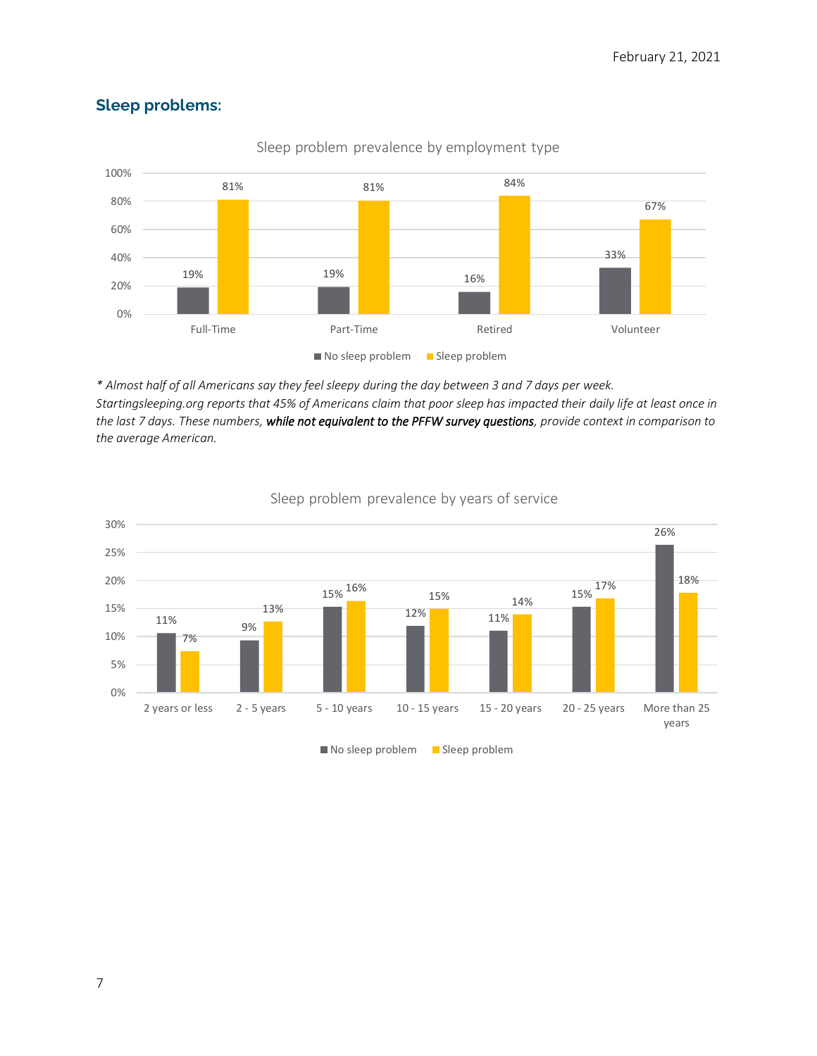## Sleep problems:

Sleep problem prevalence by employment type

| | Full-Time | Part-Time | Retired | Volunteer |
|---|---|---|---|---|
| No sleep problem | 19% | 19% | 16% | 33% |
| Sleep problem | 81% | 81% | 84% | 67% |

*\* Almost half of all Americans say they feel sleepy during the day between 3 and 7 days per week. Startingsleeping.org reports that 45% of Americans claim that poor sleep has impacted their daily life at least once in the last 7 days. These numbers,* ***while not equivalent to the PFFW survey questions****, provide context in comparison to the average American.*

Sleep problem prevalence by years of service

| | 2 years or less | 2 - 5 years | 5 - 10 years | 10 - 15 years | 15 - 20 years | 20 - 25 years | More than 25 years |
|---|---|---|---|---|---|---|---|
| No sleep problem | 11% | 9% | 15% | 12% | 11% | 15% | 26% |
| Sleep problem | 7% | 13% | 16% | 15% | 14% | 17% | 18% |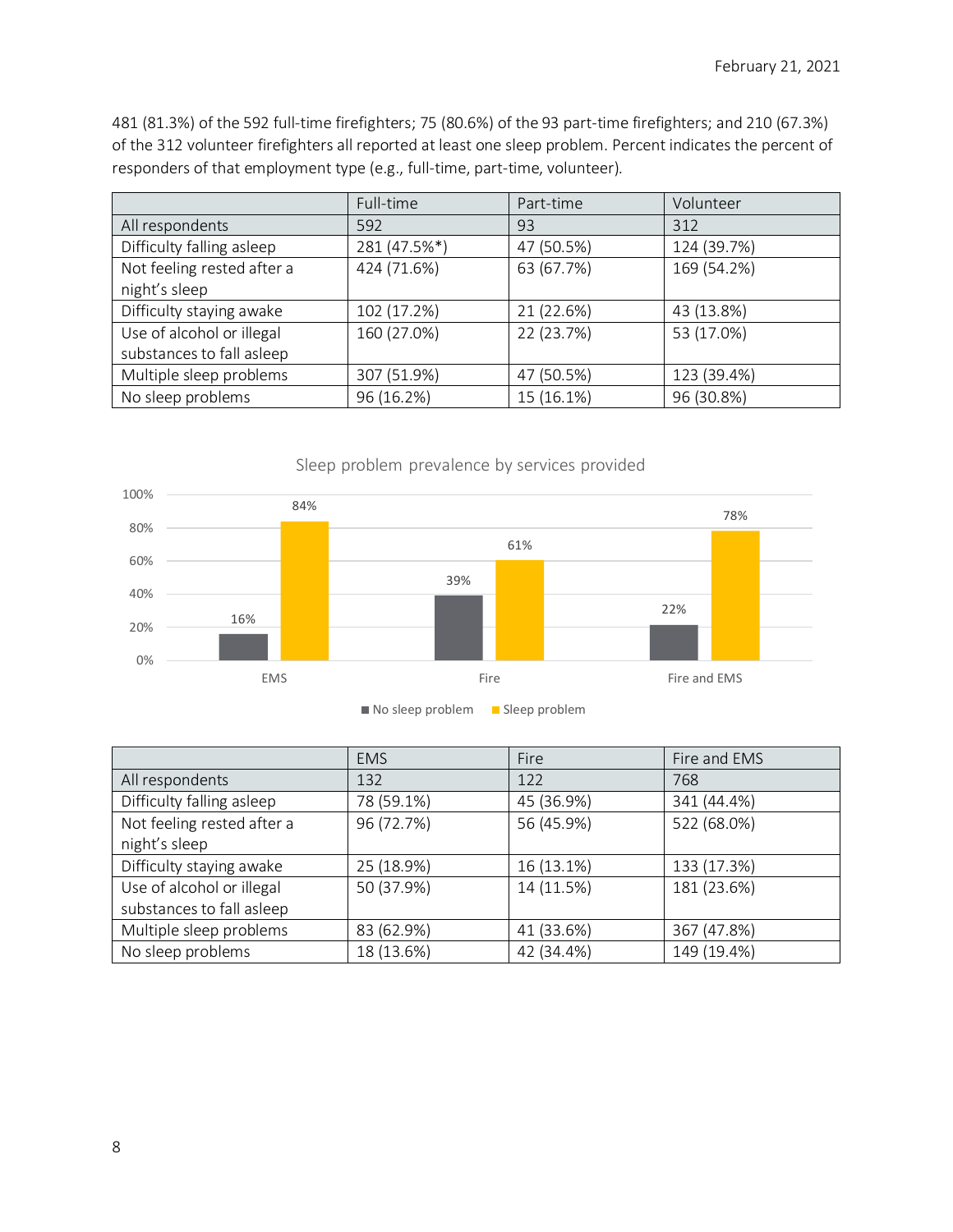481 (81.3%) of the 592 full-time firefighters; 75 (80.6%) of the 93 part-time firefighters; and 210 (67.3%) of the 312 volunteer firefighters all reported at least one sleep problem. Percent indicates the percent of responders of that employment type (e.g., full-time, part-time, volunteer).

| | Full-time | Part-time | Volunteer |
|---|---|---|---|
| All respondents | 592 | 93 | 312 |
| Difficulty falling asleep | 281 (47.5%*) | 47 (50.5%) | 124 (39.7%) |
| Not feeling rested after a night's sleep | 424 (71.6%) | 63 (67.7%) | 169 (54.2%) |
| Difficulty staying awake | 102 (17.2%) | 21 (22.6%) | 43 (13.8%) |
| Use of alcohol or illegal substances to fall asleep | 160 (27.0%) | 22 (23.7%) | 53 (17.0%) |
| Multiple sleep problems | 307 (51.9%) | 47 (50.5%) | 123 (39.4%) |
| No sleep problems | 96 (16.2%) | 15 (16.1%) | 96 (30.8%) |

Sleep problem prevalence by services provided

| | No sleep problem | Sleep problem |
|---|---|---|
| EMS | 16% | 84% |
| Fire | 39% | 61% |
| Fire and EMS | 22% | 78% |

| | EMS | Fire | Fire and EMS |
|---|---|---|---|
| All respondents | 132 | 122 | 768 |
| Difficulty falling asleep | 78 (59.1%) | 45 (36.9%) | 341 (44.4%) |
| Not feeling rested after a night's sleep | 96 (72.7%) | 56 (45.9%) | 522 (68.0%) |
| Difficulty staying awake | 25 (18.9%) | 16 (13.1%) | 133 (17.3%) |
| Use of alcohol or illegal substances to fall asleep | 50 (37.9%) | 14 (11.5%) | 181 (23.6%) |
| Multiple sleep problems | 83 (62.9%) | 41 (33.6%) | 367 (47.8%) |
| No sleep problems | 18 (13.6%) | 42 (34.4%) | 149 (19.4%) |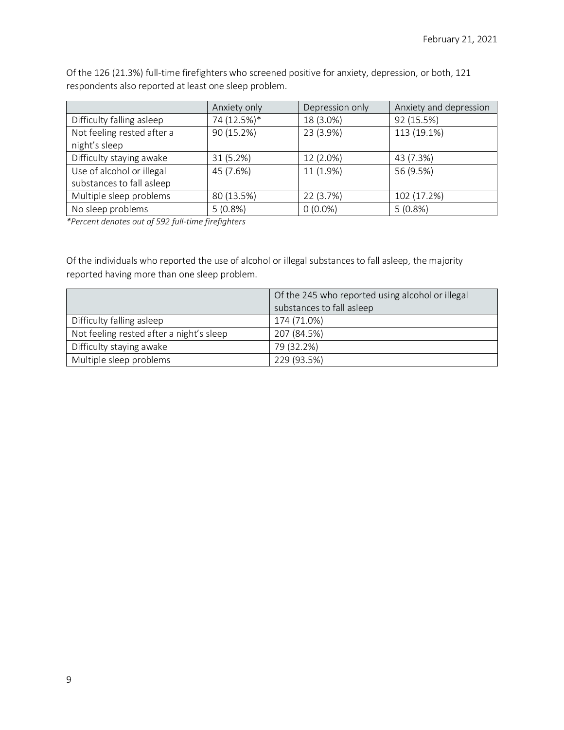Of the 126 (21.3%) full-time firefighters who screened positive for anxiety, depression, or both, 121 respondents also reported at least one sleep problem.

| | Anxiety only | Depression only | Anxiety and depression |
|---|---|---|---|
| Difficulty falling asleep | 74 (12.5%)* | 18 (3.0%) | 92 (15.5%) |
| Not feeling rested after a night's sleep | 90 (15.2%) | 23 (3.9%) | 113 (19.1%) |
| Difficulty staying awake | 31 (5.2%) | 12 (2.0%) | 43 (7.3%) |
| Use of alcohol or illegal substances to fall asleep | 45 (7.6%) | 11 (1.9%) | 56 (9.5%) |
| Multiple sleep problems | 80 (13.5%) | 22 (3.7%) | 102 (17.2%) |
| No sleep problems | 5 (0.8%) | 0 (0.0%) | 5 (0.8%) |

*\*Percent denotes out of 592 full-time firefighters*

Of the individuals who reported the use of alcohol or illegal substances to fall asleep, the majority reported having more than one sleep problem.

| | Of the 245 who reported using alcohol or illegal substances to fall asleep |
|---|---|
| Difficulty falling asleep | 174 (71.0%) |
| Not feeling rested after a night's sleep | 207 (84.5%) |
| Difficulty staying awake | 79 (32.2%) |
| Multiple sleep problems | 229 (93.5%) |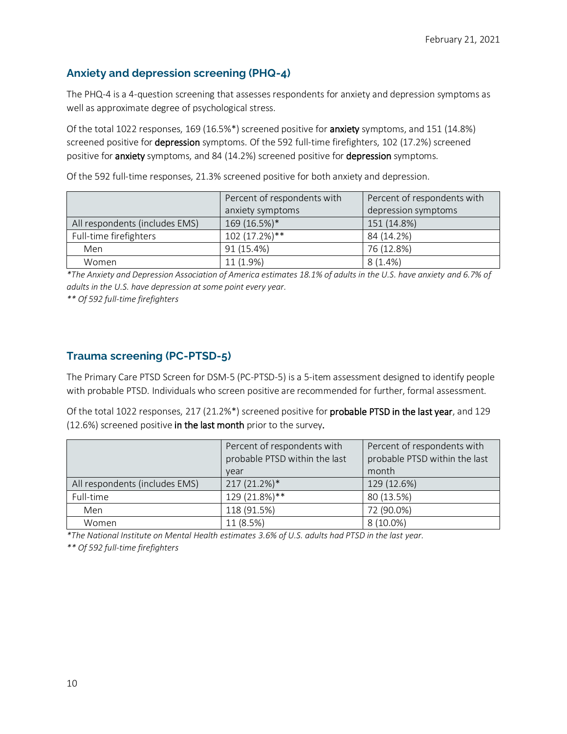## Anxiety and depression screening (PHQ-4)

The PHQ-4 is a 4-question screening that assesses respondents for anxiety and depression symptoms as well as approximate degree of psychological stress.

Of the total 1022 responses, 169 (16.5%*) screened positive for **anxiety** symptoms, and 151 (14.8%) screened positive for **depression** symptoms. Of the 592 full-time firefighters, 102 (17.2%) screened positive for **anxiety** symptoms, and 84 (14.2%) screened positive for **depression** symptoms.

Of the 592 full-time responses, 21.3% screened positive for both anxiety and depression.

| | Percent of respondents with anxiety symptoms | Percent of respondents with depression symptoms |
|---|---|---|
| All respondents (includes EMS) | 169 (16.5%)* | 151 (14.8%) |
| Full-time firefighters | 102 (17.2%)** | 84 (14.2%) |
| Men | 91 (15.4%) | 76 (12.8%) |
| Women | 11 (1.9%) | 8 (1.4%) |

*\*The Anxiety and Depression Association of America estimates 18.1% of adults in the U.S. have anxiety and 6.7% of adults in the U.S. have depression at some point every year.*

*\*\* Of 592 full-time firefighters*

## Trauma screening (PC-PTSD-5)

The Primary Care PTSD Screen for DSM-5 (PC-PTSD-5) is a 5-item assessment designed to identify people with probable PTSD. Individuals who screen positive are recommended for further, formal assessment.

Of the total 1022 responses, 217 (21.2%*) screened positive for **probable PTSD in the last year**, and 129 (12.6%) screened positive **in the last month** prior to the survey.

| | Percent of respondents with probable PTSD within the last year | Percent of respondents with probable PTSD within the last month |
|---|---|---|
| All respondents (includes EMS) | 217 (21.2%)* | 129 (12.6%) |
| Full-time | 129 (21.8%)** | 80 (13.5%) |
| Men | 118 (91.5%) | 72 (90.0%) |
| Women | 11 (8.5%) | 8 (10.0%) |

*\*The National Institute on Mental Health estimates 3.6% of U.S. adults had PTSD in the last year.*

*\*\* Of 592 full-time firefighters*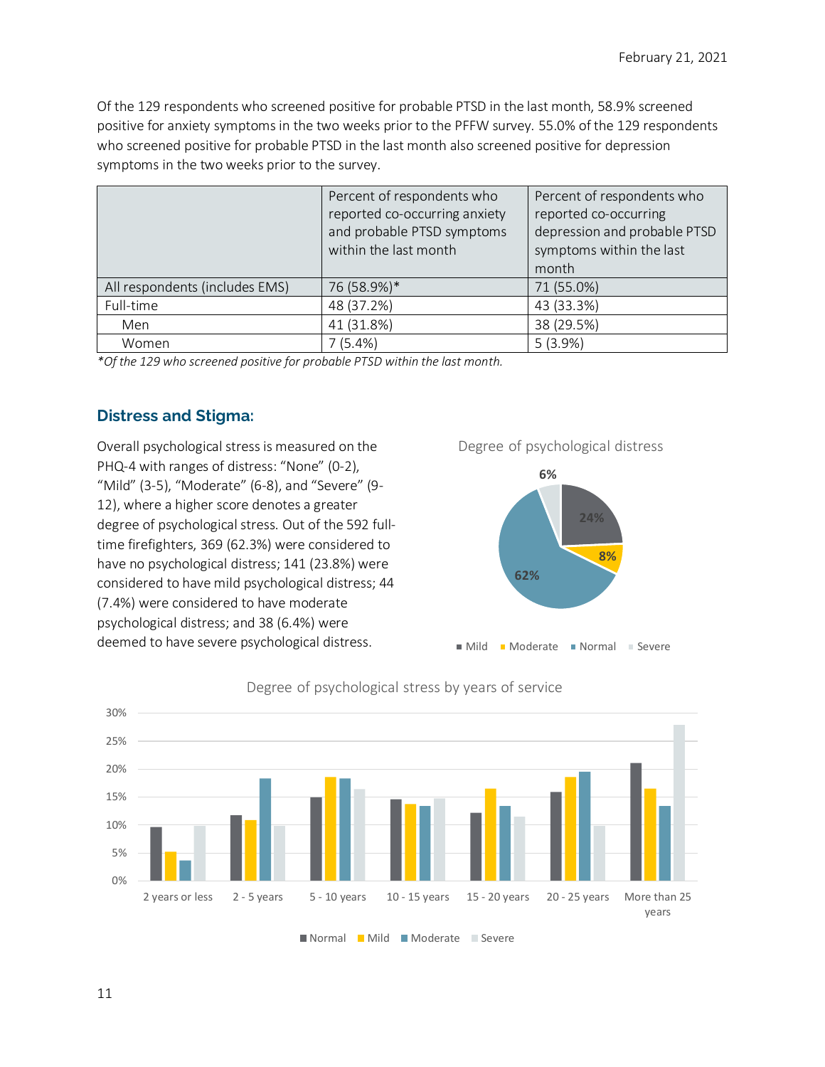Of the 129 respondents who screened positive for probable PTSD in the last month, 58.9% screened positive for anxiety symptoms in the two weeks prior to the PFFW survey. 55.0% of the 129 respondents who screened positive for probable PTSD in the last month also screened positive for depression symptoms in the two weeks prior to the survey.

| | Percent of respondents who reported co-occurring anxiety and probable PTSD symptoms within the last month | Percent of respondents who reported co-occurring depression and probable PTSD symptoms within the last month |
|---|---|---|
| All respondents (includes EMS) | 76 (58.9%)* | 71 (55.0%) |
| Full-time | 48 (37.2%) | 43 (33.3%) |
| Men | 41 (31.8%) | 38 (29.5%) |
| Women | 7 (5.4%) | 5 (3.9%) |

*\*Of the 129 who screened positive for probable PTSD within the last month.*

## Distress and Stigma:

Overall psychological stress is measured on the PHQ-4 with ranges of distress: "None" (0-2), "Mild" (3-5), "Moderate" (6-8), and "Severe" (9-12), where a higher score denotes a greater degree of psychological stress. Out of the 592 full-time firefighters, 369 (62.3%) were considered to have no psychological distress; 141 (23.8%) were considered to have mild psychological distress; 44 (7.4%) were considered to have moderate psychological distress; and 38 (6.4%) were deemed to have severe psychological distress.

Degree of psychological distress

Degree of psychological stress by years of service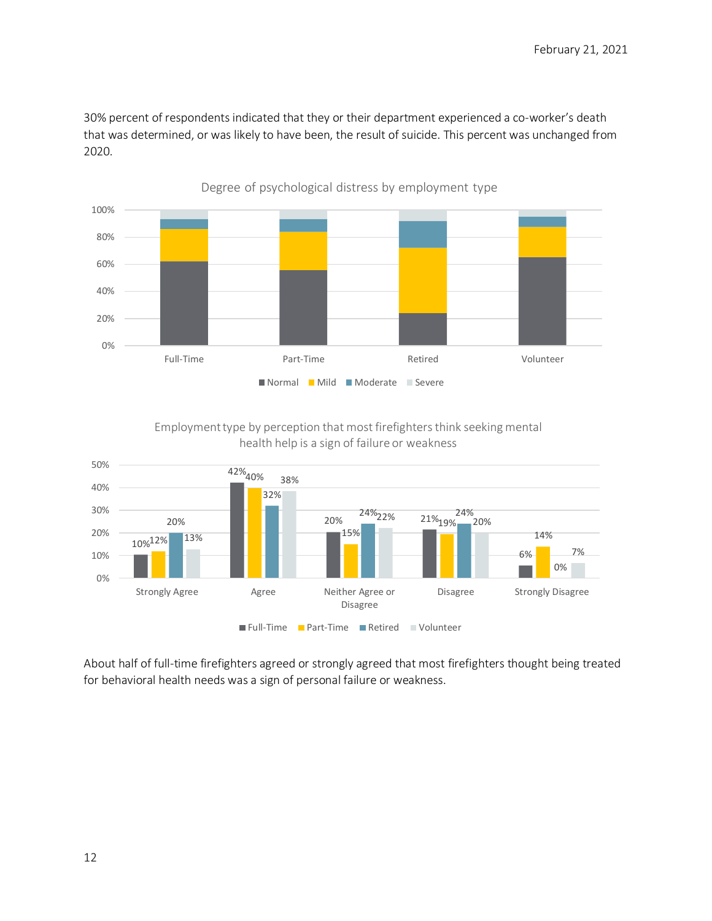30% percent of respondents indicated that they or their department experienced a co-worker's death that was determined, or was likely to have been, the result of suicide. This percent was unchanged from 2020.

Degree of psychological distress by employment type

Employment type by perception that most firefighters think seeking mental health help is a sign of failure or weakness

| | Full-Time | Part-Time | Retired | Volunteer |
|---|---|---|---|---|
| Strongly Agree | 10% | 12% | 20% | 13% |
| Agree | 42% | 40% | 32% | 38% |
| Neither Agree or Disagree | 20% | 15% | 24% | 22% |
| Disagree | 21% | 19% | 24% | 20% |
| Strongly Disagree | 6% | 14% | 0% | 7% |

About half of full-time firefighters agreed or strongly agreed that most firefighters thought being treated for behavioral health needs was a sign of personal failure or weakness.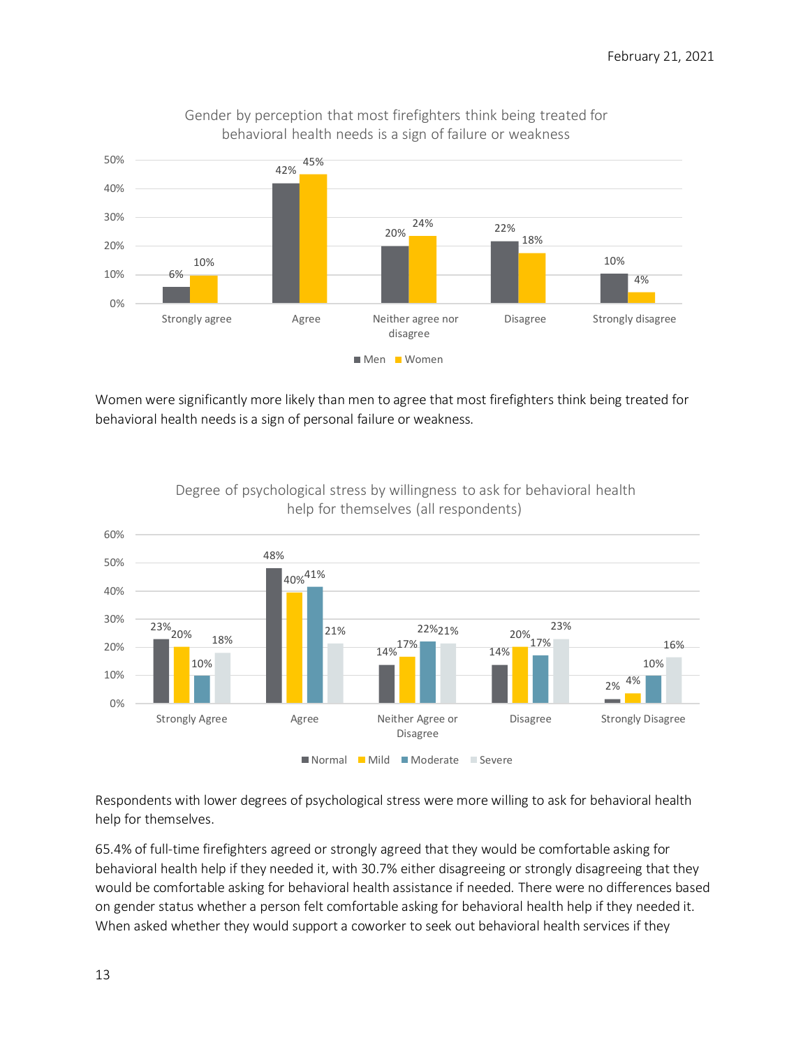Gender by perception that most firefighters think being treated for behavioral health needs is a sign of failure or weakness

| | Strongly agree | Agree | Neither agree nor disagree | Disagree | Strongly disagree |
|---|---|---|---|---|---|
| Men | 6% | 42% | 20% | 22% | 10% |
| Women | 10% | 45% | 24% | 18% | 4% |

Women were significantly more likely than men to agree that most firefighters think being treated for behavioral health needs is a sign of personal failure or weakness.

Degree of psychological stress by willingness to ask for behavioral health help for themselves (all respondents)

| | Strongly Agree | Agree | Neither Agree or Disagree | Disagree | Strongly Disagree |
|---|---|---|---|---|---|
| Normal | 23% | 48% | 14% | 14% | 2% |
| Mild | 20% | 40% | 17% | 20% | 4% |
| Moderate | 10% | 41% | 22% | 17% | 10% |
| Severe | 18% | 21% | 21% | 23% | 16% |

Respondents with lower degrees of psychological stress were more willing to ask for behavioral health help for themselves.

65.4% of full-time firefighters agreed or strongly agreed that they would be comfortable asking for behavioral health help if they needed it, with 30.7% either disagreeing or strongly disagreeing that they would be comfortable asking for behavioral health assistance if needed. There were no differences based on gender status whether a person felt comfortable asking for behavioral health help if they needed it. When asked whether they would support a coworker to seek out behavioral health services if they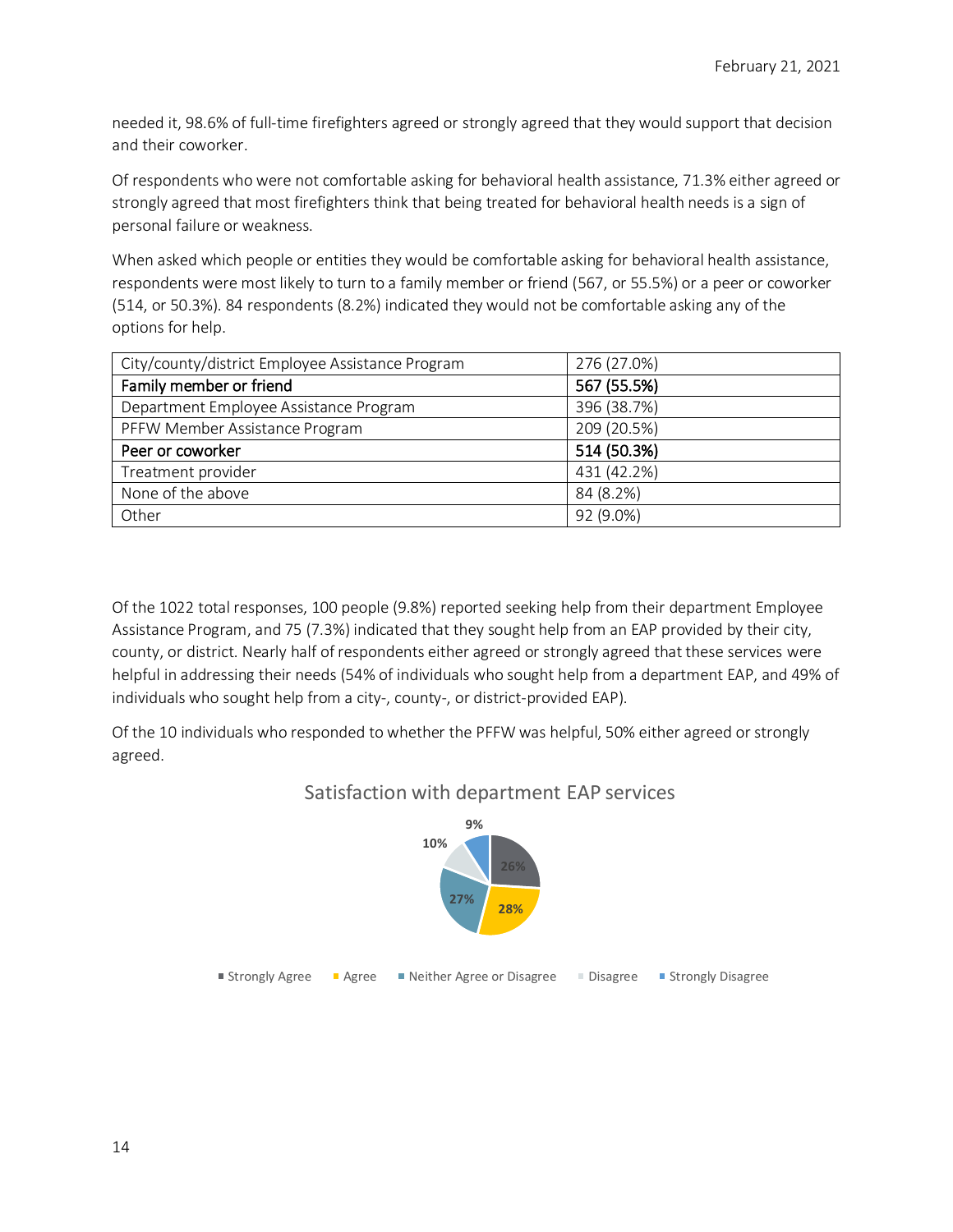needed it, 98.6% of full-time firefighters agreed or strongly agreed that they would support that decision and their coworker.

Of respondents who were not comfortable asking for behavioral health assistance, 71.3% either agreed or strongly agreed that most firefighters think that being treated for behavioral health needs is a sign of personal failure or weakness.

When asked which people or entities they would be comfortable asking for behavioral health assistance, respondents were most likely to turn to a family member or friend (567, or 55.5%) or a peer or coworker (514, or 50.3%). 84 respondents (8.2%) indicated they would not be comfortable asking any of the options for help.

| | |
|---|---|
| City/county/district Employee Assistance Program | 276 (27.0%) |
| **Family member or friend** | **567 (55.5%)** |
| Department Employee Assistance Program | 396 (38.7%) |
| PFFW Member Assistance Program | 209 (20.5%) |
| **Peer or coworker** | **514 (50.3%)** |
| Treatment provider | 431 (42.2%) |
| None of the above | 84 (8.2%) |
| Other | 92 (9.0%) |

Of the 1022 total responses, 100 people (9.8%) reported seeking help from their department Employee Assistance Program, and 75 (7.3%) indicated that they sought help from an EAP provided by their city, county, or district. Nearly half of respondents either agreed or strongly agreed that these services were helpful in addressing their needs (54% of individuals who sought help from a department EAP, and 49% of individuals who sought help from a city-, county-, or district-provided EAP).

Of the 10 individuals who responded to whether the PFFW was helpful, 50% either agreed or strongly agreed.

Satisfaction with department EAP services

| Response | Percent |
|---|---|
| Strongly Agree | 26% |
| Agree | 28% |
| Neither Agree or Disagree | 27% |
| Disagree | 10% |
| Strongly Disagree | 9% |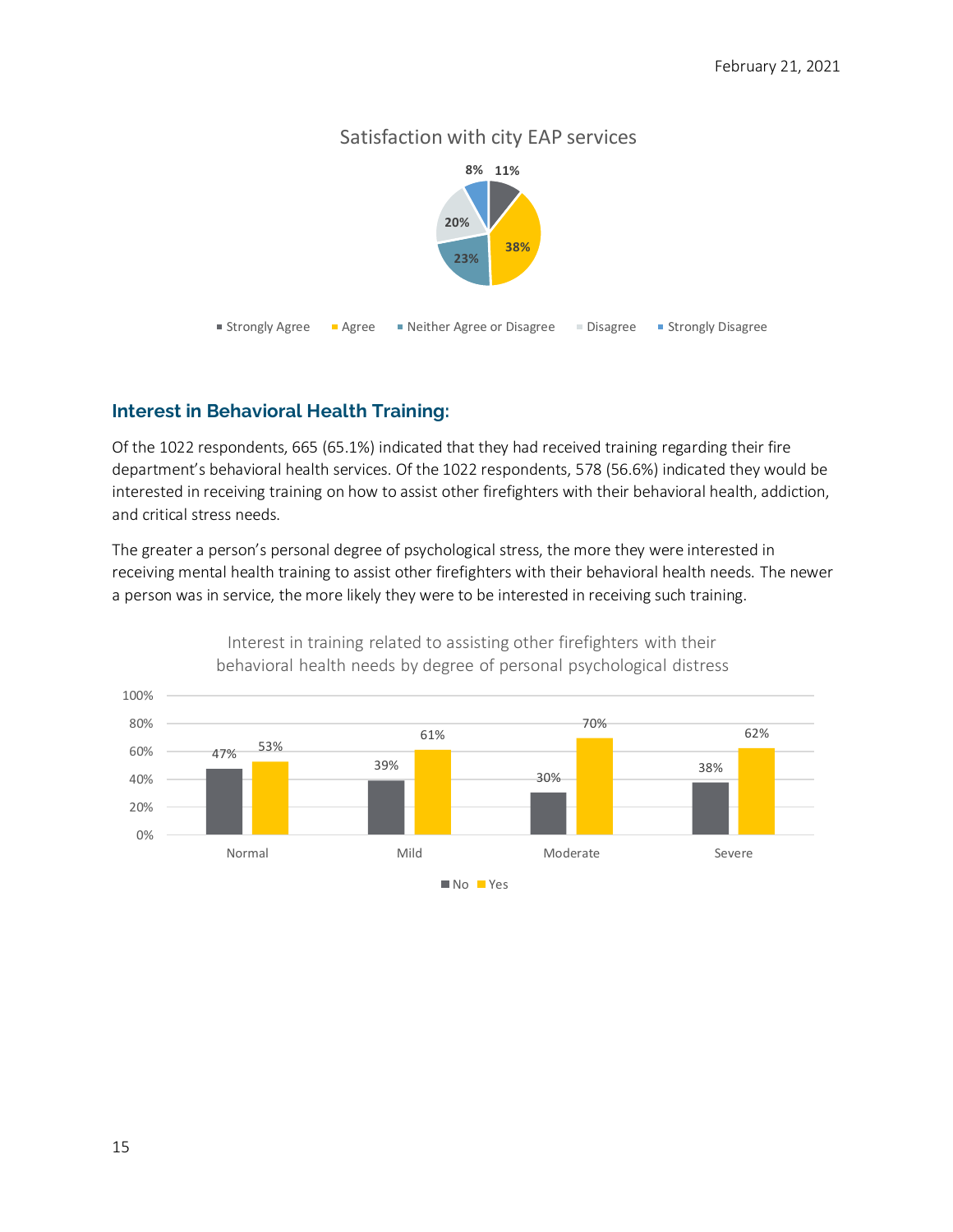Satisfaction with city EAP services

| Response | Percent |
|---|---|
| Strongly Agree | 11% |
| Agree | 38% |
| Neither Agree or Disagree | 23% |
| Disagree | 20% |
| Strongly Disagree | 8% |

## Interest in Behavioral Health Training:

Of the 1022 respondents, 665 (65.1%) indicated that they had received training regarding their fire department's behavioral health services. Of the 1022 respondents, 578 (56.6%) indicated they would be interested in receiving training on how to assist other firefighters with their behavioral health, addiction, and critical stress needs.

The greater a person's personal degree of psychological stress, the more they were interested in receiving mental health training to assist other firefighters with their behavioral health needs. The newer a person was in service, the more likely they were to be interested in receiving such training.

Interest in training related to assisting other firefighters with their behavioral health needs by degree of personal psychological distress

| | Normal | Mild | Moderate | Severe |
|---|---|---|---|---|
| No | 47% | 39% | 30% | 38% |
| Yes | 53% | 61% | 70% | 62% |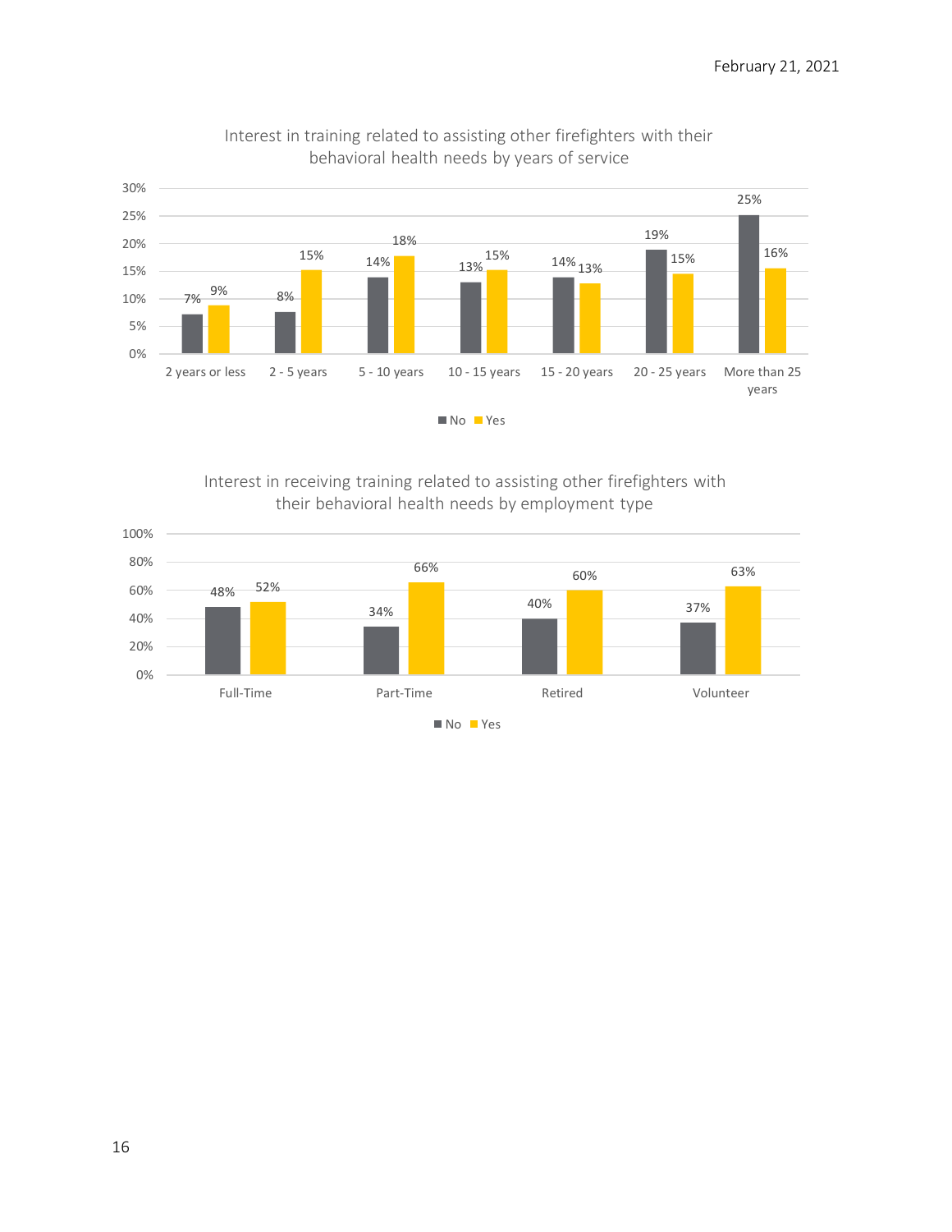February 21, 2021

Interest in training related to assisting other firefighters with their behavioral health needs by years of service

| Years of service | No | Yes |
| --- | --- | --- |
| 2 years or less | 7% | 9% |
| 2 - 5 years | 8% | 15% |
| 5 - 10 years | 14% | 18% |
| 10 - 15 years | 13% | 15% |
| 15 - 20 years | 14% | 13% |
| 20 - 25 years | 19% | 15% |
| More than 25 years | 25% | 16% |

Interest in receiving training related to assisting other firefighters with their behavioral health needs by employment type

| Employment type | No | Yes |
| --- | --- | --- |
| Full-Time | 48% | 52% |
| Part-Time | 34% | 66% |
| Retired | 40% | 60% |
| Volunteer | 37% | 63% |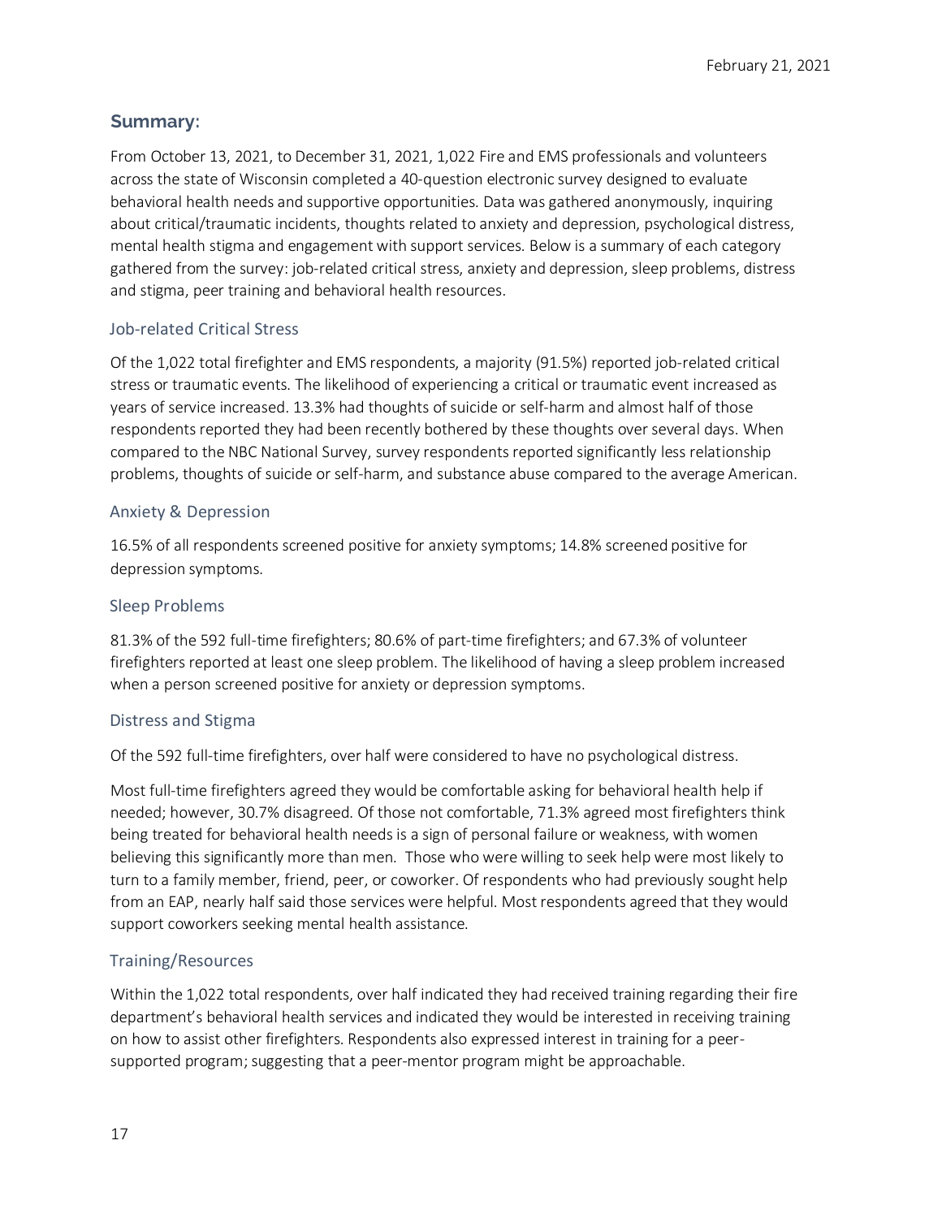February 21, 2021

## Summary:

From October 13, 2021, to December 31, 2021, 1,022 Fire and EMS professionals and volunteers across the state of Wisconsin completed a 40-question electronic survey designed to evaluate behavioral health needs and supportive opportunities. Data was gathered anonymously, inquiring about critical/traumatic incidents, thoughts related to anxiety and depression, psychological distress, mental health stigma and engagement with support services. Below is a summary of each category gathered from the survey: job-related critical stress, anxiety and depression, sleep problems, distress and stigma, peer training and behavioral health resources.

### Job-related Critical Stress

Of the 1,022 total firefighter and EMS respondents, a majority (91.5%) reported job-related critical stress or traumatic events. The likelihood of experiencing a critical or traumatic event increased as years of service increased. 13.3% had thoughts of suicide or self-harm and almost half of those respondents reported they had been recently bothered by these thoughts over several days. When compared to the NBC National Survey, survey respondents reported significantly less relationship problems, thoughts of suicide or self-harm, and substance abuse compared to the average American.

### Anxiety & Depression

16.5% of all respondents screened positive for anxiety symptoms; 14.8% screened positive for depression symptoms.

### Sleep Problems

81.3% of the 592 full-time firefighters; 80.6% of part-time firefighters; and 67.3% of volunteer firefighters reported at least one sleep problem. The likelihood of having a sleep problem increased when a person screened positive for anxiety or depression symptoms.

### Distress and Stigma

Of the 592 full-time firefighters, over half were considered to have no psychological distress.

Most full-time firefighters agreed they would be comfortable asking for behavioral health help if needed; however, 30.7% disagreed. Of those not comfortable, 71.3% agreed most firefighters think being treated for behavioral health needs is a sign of personal failure or weakness, with women believing this significantly more than men. Those who were willing to seek help were most likely to turn to a family member, friend, peer, or coworker. Of respondents who had previously sought help from an EAP, nearly half said those services were helpful. Most respondents agreed that they would support coworkers seeking mental health assistance.

### Training/Resources

Within the 1,022 total respondents, over half indicated they had received training regarding their fire department's behavioral health services and indicated they would be interested in receiving training on how to assist other firefighters. Respondents also expressed interest in training for a peer-supported program; suggesting that a peer-mentor program might be approachable.